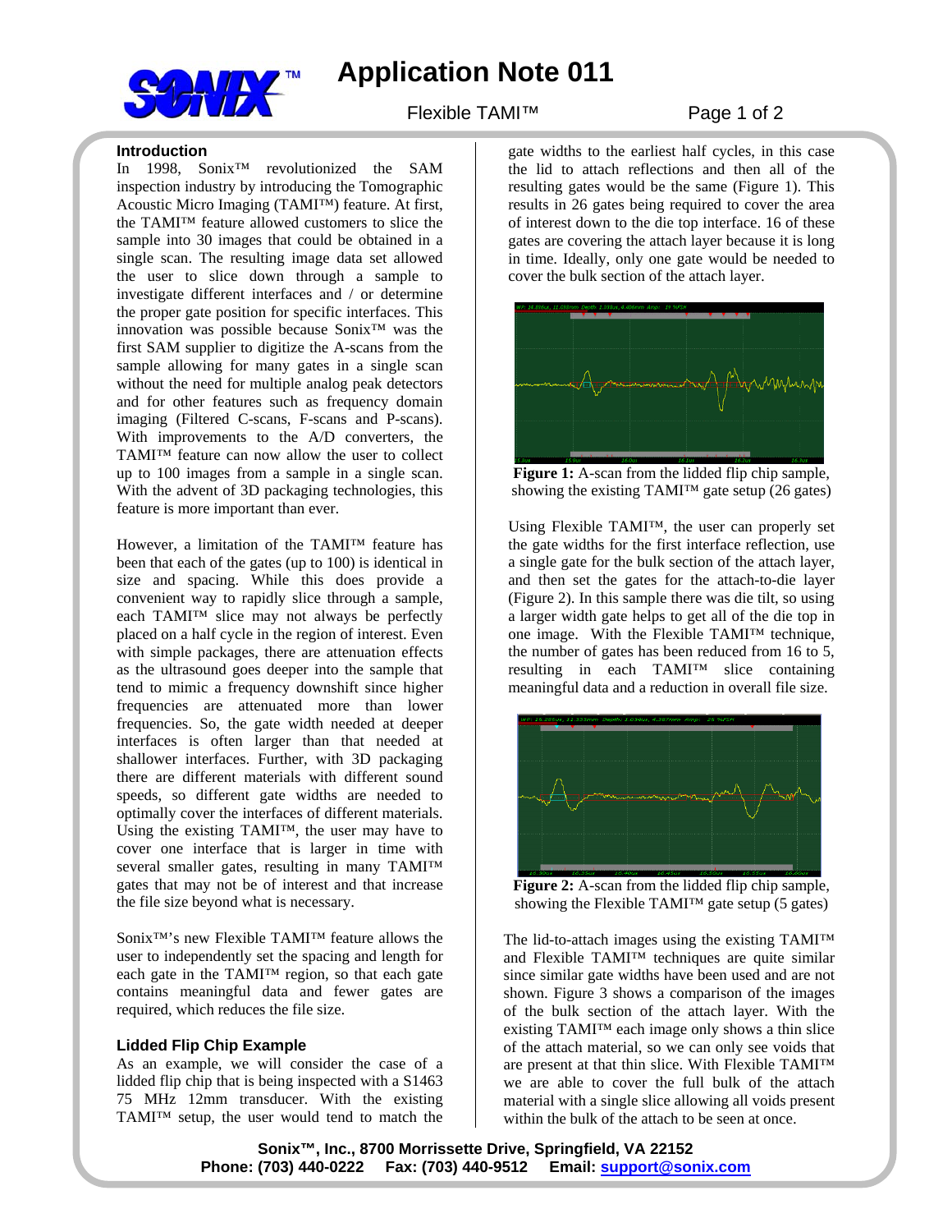# Application Note 011

Flexible TAMI™

### Introduction

In 1998, Sonix™ revolutionized the SAM inspection industry by introducing the Tomographic Acoustic Micro Imaging (TAMI™) feature. At first, the TAMI™ feature allowed customers to slice the sample into 30 images that could be obtained in a single scan. The resulting image data set allowed the user to slice down through a sample to investigate different interfaces and / or determine the proper gate position for specific interfaces. This innovation was possible because Sonix™ was the first SAM supplier to digitize the A-scans from the sample allowing for many gates in a single scan without the need for multiple analog peak detectors and for other features such as frequency domain imaging (Filtered C-scans, F-scans and P-scans). With improvements to the A/D converters, the TAMI™ feature can now allow the user to collect up to 100 images from a sample in a single scan. With the advent of 3D packaging technologies, this feature is more important than ever.

However, a limitation of the TAMI™ feature has been that each of the gates (up to 100) is identical in size and spacing. While this does provide a convenient way to rapidly slice through a sample, each TAMI™ slice may not always be perfectly placed on a half cycle in the region of interest. Even with simple packages, there are attenuation effects as the ultrasound goes deeper into the sample that tend to mimic a frequency downshift since higher frequencies are attenuated more than lower frequencies. So, the gate width needed at deeper interfaces is often larger than that needed at shallower interfaces. Further, with 3D packaging there are different materials with different sound speeds, so different gate widths are needed to optimally cover the interfaces of different materials. Using the existing TAMI™, the user may have to cover one interface that is larger in time with several smaller gates, resulting in many TAMI™ gates that may not be of interest and that increase the file size beyond what is necessary.

Sonix™'s new Flexible TAMI™ feature allows the user to independently set the spacing and length for each gate in the TAMI™ region, so that each gate contains meaningful data and fewer gates are required, which reduces the file size.

### Lidded Flip Chip Example

As an example, we will consider the case of a lidded flip chip that is being inspected with a S1463 75 MHz 12mm transducer. With the existing TAMI™ setup, the user would tend to match the gate widths to the earliest half cycles, in this case the lid to attach reflections and then all of the resulting gates would be the same (Figure 1). This results in 26 gates being required to cover the area of interest down to the die top interface. 16 of these gates are covering the attach layer because it is long in time. Ideally, only one gate would be needed to cover the bulk section of the attach layer.

**Figure 1:** A-scan from the lidded flip chip sample, showing the existing TAMI™ gate setup (26 gates)

Using Flexible TAMI™, the user can properly set the gate widths for the first interface reflection, use a single gate for the bulk section of the attach layer, and then set the gates for the attach-to-die layer (Figure 2). In this sample there was die tilt, so using a larger width gate helps to get all of the die top in one image. With the Flexible TAMI™ technique, the number of gates has been reduced from 16 to 5, resulting in each TAMI™ slice containing meaningful data and a reduction in overall file size.

**Figure 2:** A-scan from the lidded flip chip sample, showing the Flexible TAMI™ gate setup (5 gates)

The lid-to-attach images using the existing TAMI™ and Flexible TAMI™ techniques are quite similar since similar gate widths have been used and are not shown. Figure 3 shows a comparison of the images of the bulk section of the attach layer. With the existing TAMI™ each image only shows a thin slice of the attach material, so we can only see voids that are present at that thin slice. With Flexible TAMI™ we are able to cover the full bulk of the attach material with a single slice allowing all voids present within the bulk of the attach to be seen at once.

**Sonix™, Inc., 8700 Morrissette Drive, Springfield, VA 22152**
**Phone: (703) 440-0222 Fax: (703) 440-9512 Email: support@sonix.com**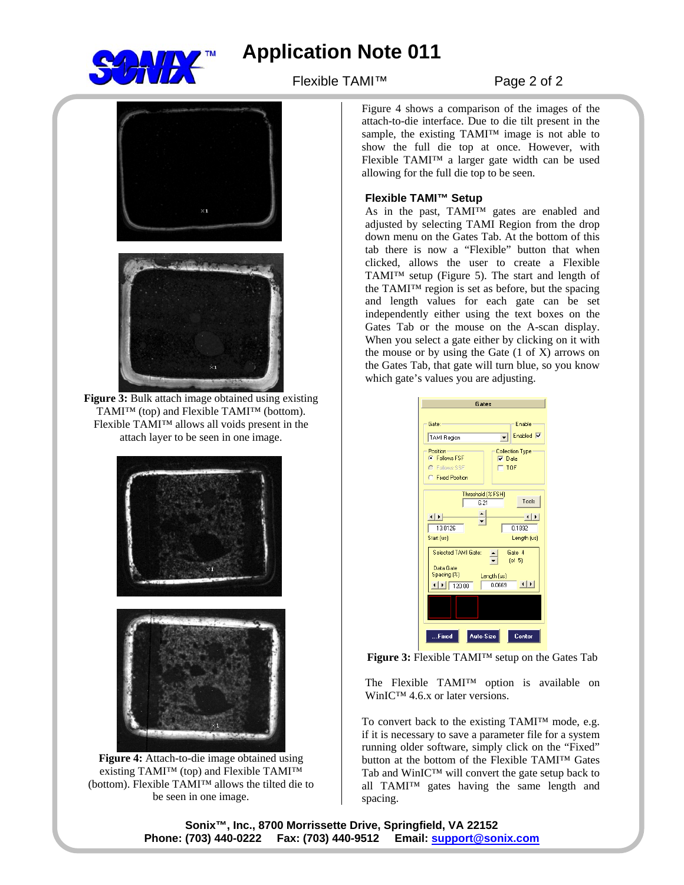**Figure 3:** Bulk attach image obtained using existing TAMI™ (top) and Flexible TAMI™ (bottom). Flexible TAMI™ allows all voids present in the attach layer to be seen in one image.

**Figure 4:** Attach-to-die image obtained using existing TAMI™ (top) and Flexible TAMI™ (bottom). Flexible TAMI™ allows the tilted die to be seen in one image.

Figure 4 shows a comparison of the images of the attach-to-die interface. Due to die tilt present in the sample, the existing TAMI™ image is not able to show the full die top at once. However, with Flexible TAMI™ a larger gate width can be used allowing for the full die top to be seen.

### Flexible TAMI™ Setup

As in the past, TAMI™ gates are enabled and adjusted by selecting TAMI Region from the drop down menu on the Gates Tab. At the bottom of this tab there is now a "Flexible" button that when clicked, allows the user to create a Flexible TAMI™ setup (Figure 5). The start and length of the TAMI™ region is set as before, but the spacing and length values for each gate can be set independently either using the text boxes on the Gates Tab or the mouse on the A-scan display. When you select a gate either by clicking on it with the mouse or by using the Gate (1 of X) arrows on the Gates Tab, that gate will turn blue, so you know which gate's values you are adjusting.

**Figure 3:** Flexible TAMI™ setup on the Gates Tab

The Flexible TAMI™ option is available on WinIC™ 4.6.x or later versions.

To convert back to the existing TAMI™ mode, e.g. if it is necessary to save a parameter file for a system running older software, simply click on the "Fixed" button at the bottom of the Flexible TAMI™ Gates Tab and WinIC™ will convert the gate setup back to all TAMI™ gates having the same length and spacing.